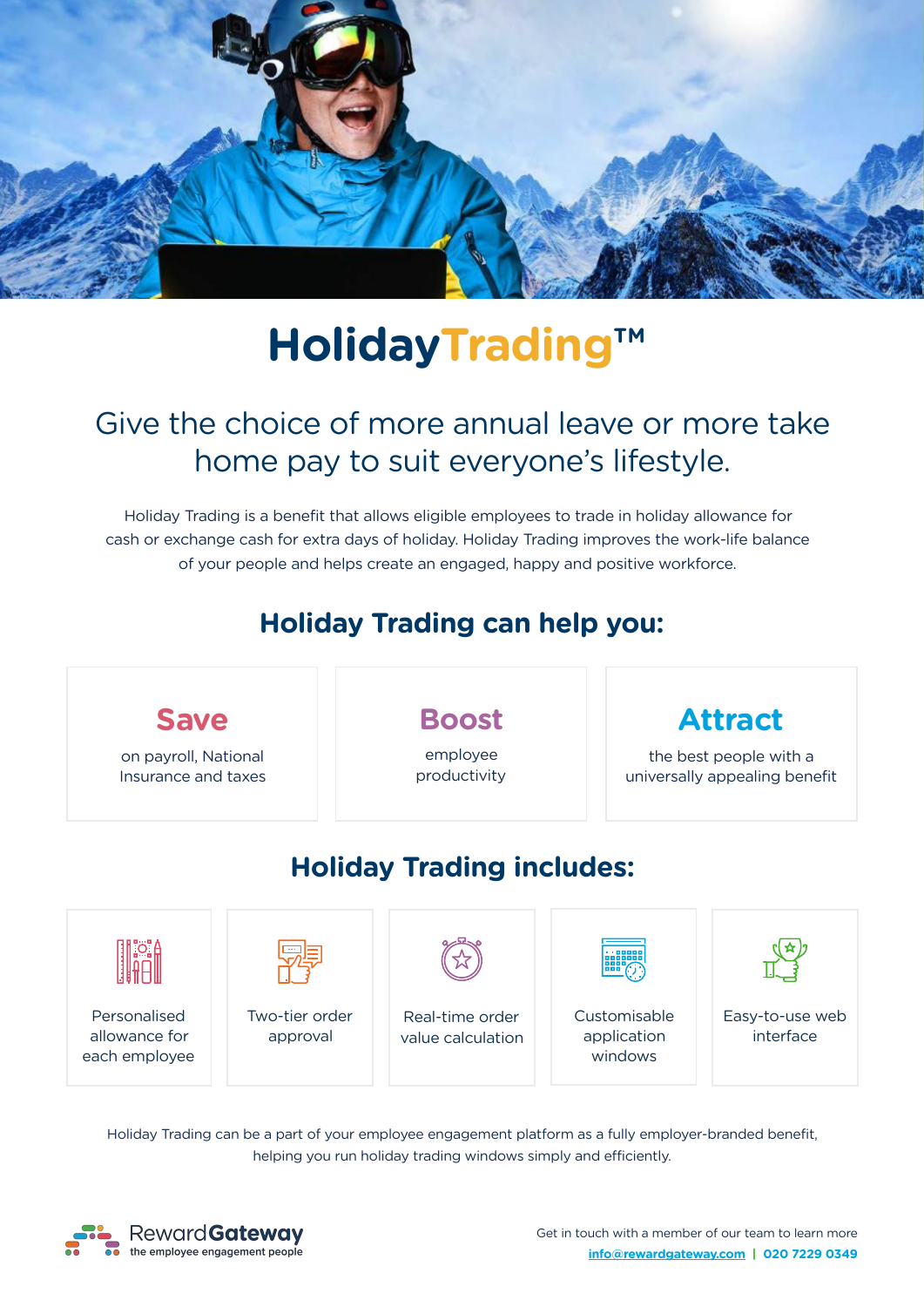# HolidayTrading™

## Give the choice of more annual leave or more take home pay to suit everyone's lifestyle.

Holiday Trading is a benefit that allows eligible employees to trade in holiday allowance for cash or exchange cash for extra days of holiday. Holiday Trading improves the work-life balance of your people and helps create an engaged, happy and positive workforce.

## Holiday Trading can help you:

**Save**
on payroll, National Insurance and taxes

**Boost**
employee productivity

**Attract**
the best people with a universally appealing benefit

## Holiday Trading includes:

- Personalised allowance for each employee
- Two-tier order approval
- Real-time order value calculation
- Customisable application windows
- Easy-to-use web interface

Holiday Trading can be a part of your employee engagement platform as a fully employer-branded benefit, helping you run holiday trading windows simply and efficiently.

RewardGateway
the employee engagement people

Get in touch with a member of our team to learn more
info@rewardgateway.com | 020 7229 0349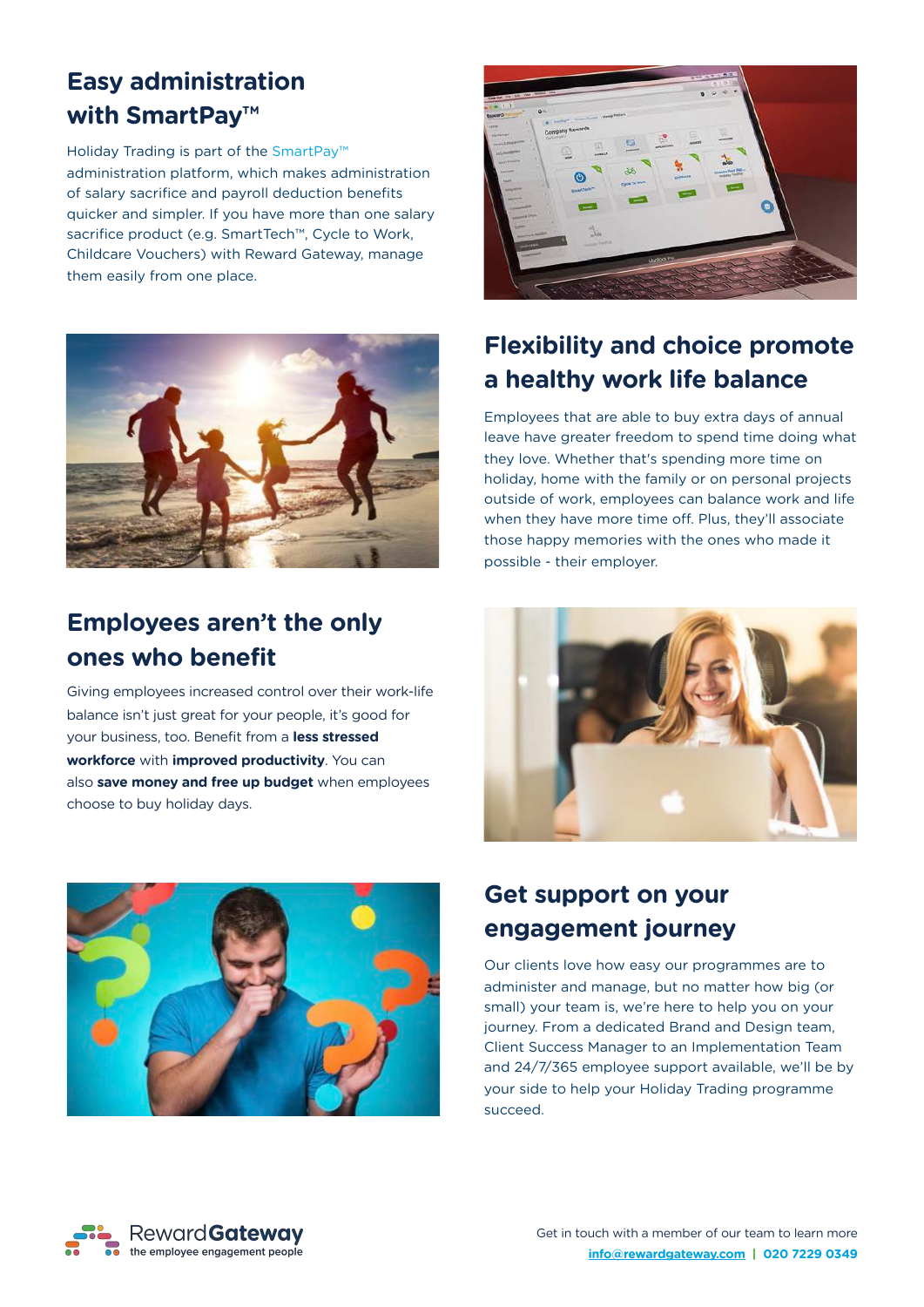## Easy administration with SmartPay™

Holiday Trading is part of the SmartPay™ administration platform, which makes administration of salary sacrifice and payroll deduction benefits quicker and simpler. If you have more than one salary sacrifice product (e.g. SmartTech™, Cycle to Work, Childcare Vouchers) with Reward Gateway, manage them easily from one place.

## Flexibility and choice promote a healthy work life balance

Employees that are able to buy extra days of annual leave have greater freedom to spend time doing what they love. Whether that's spending more time on holiday, home with the family or on personal projects outside of work, employees can balance work and life when they have more time off. Plus, they'll associate those happy memories with the ones who made it possible - their employer.

## Employees aren't the only ones who benefit

Giving employees increased control over their work-life balance isn't just great for your people, it's good for your business, too. Benefit from a **less stressed workforce** with **improved productivity**. You can also **save money and free up budget** when employees choose to buy holiday days.

## Get support on your engagement journey

Our clients love how easy our programmes are to administer and manage, but no matter how big (or small) your team is, we're here to help you on your journey. From a dedicated Brand and Design team, Client Success Manager to an Implementation Team and 24/7/365 employee support available, we'll be by your side to help your Holiday Trading programme succeed.

RewardGateway
the employee engagement people

Get in touch with a member of our team to learn more
info@rewardgateway.com | 020 7229 0349